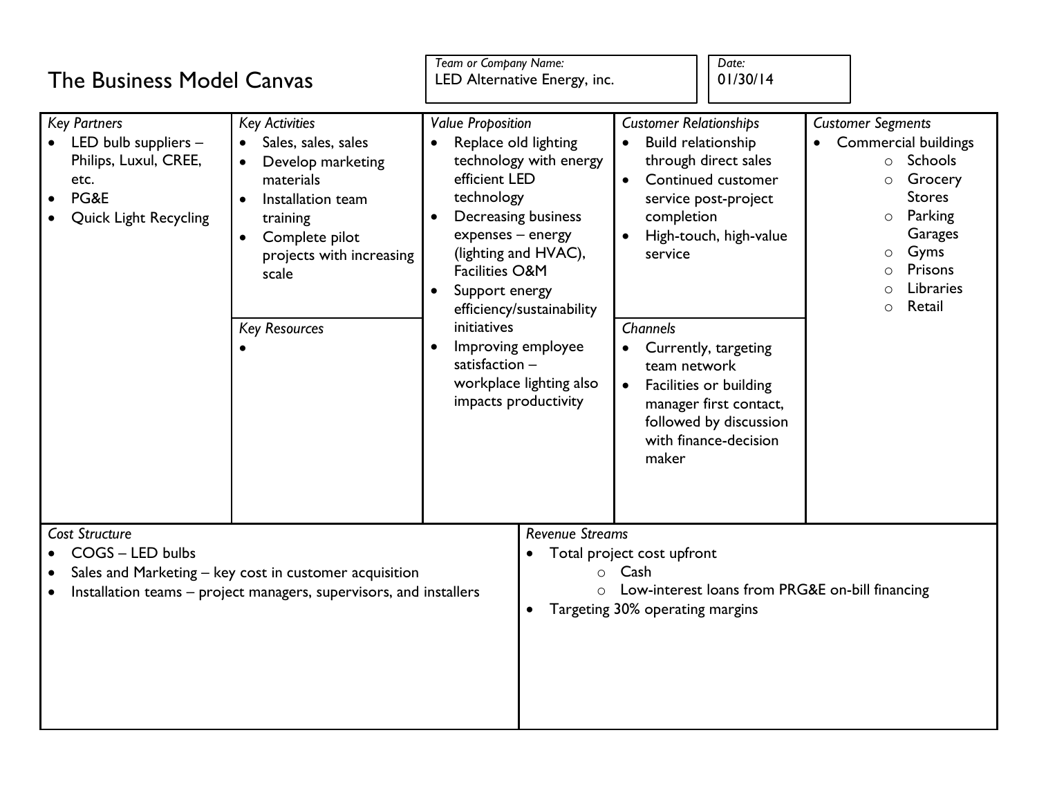# The Business Model Canvas

**Team or Company Name:** LED Alternative Energy, inc.

**Date:** 01/30/14

## *Key Partners*

- LED bulb suppliers – Philips, Luxul, CREE, etc.
- PG&E
- Quick Light Recycling

## *Key Activities*

- Sales, sales, sales
- Develop marketing materials
- Installation team training
- Complete pilot projects with increasing scale

## *Key Resources*

-

## *Value Proposition*

- Replace old lighting technology with energy efficient LED technology
- Decreasing business expenses – energy (lighting and HVAC), Facilities O&M
- Support energy efficiency/sustainability initiatives
- Improving employee satisfaction – workplace lighting also impacts productivity

## *Customer Relationships*

- Build relationship through direct sales
- Continued customer service post-project completion
- High-touch, high-value service

## *Channels*

- Currently, targeting team network
- Facilities or building manager first contact, followed by discussion with finance-decision maker

## *Customer Segments*

- Commercial buildings
  - Schools
  - Grocery Stores
  - Parking Garages
  - Gyms
  - Prisons
  - Libraries
  - Retail

## *Cost Structure*

- COGS – LED bulbs
- Sales and Marketing – key cost in customer acquisition
- Installation teams – project managers, supervisors, and installers

## *Revenue Streams*

- Total project cost upfront
  - Cash
  - Low-interest loans from PRG&E on-bill financing
- Targeting 30% operating margins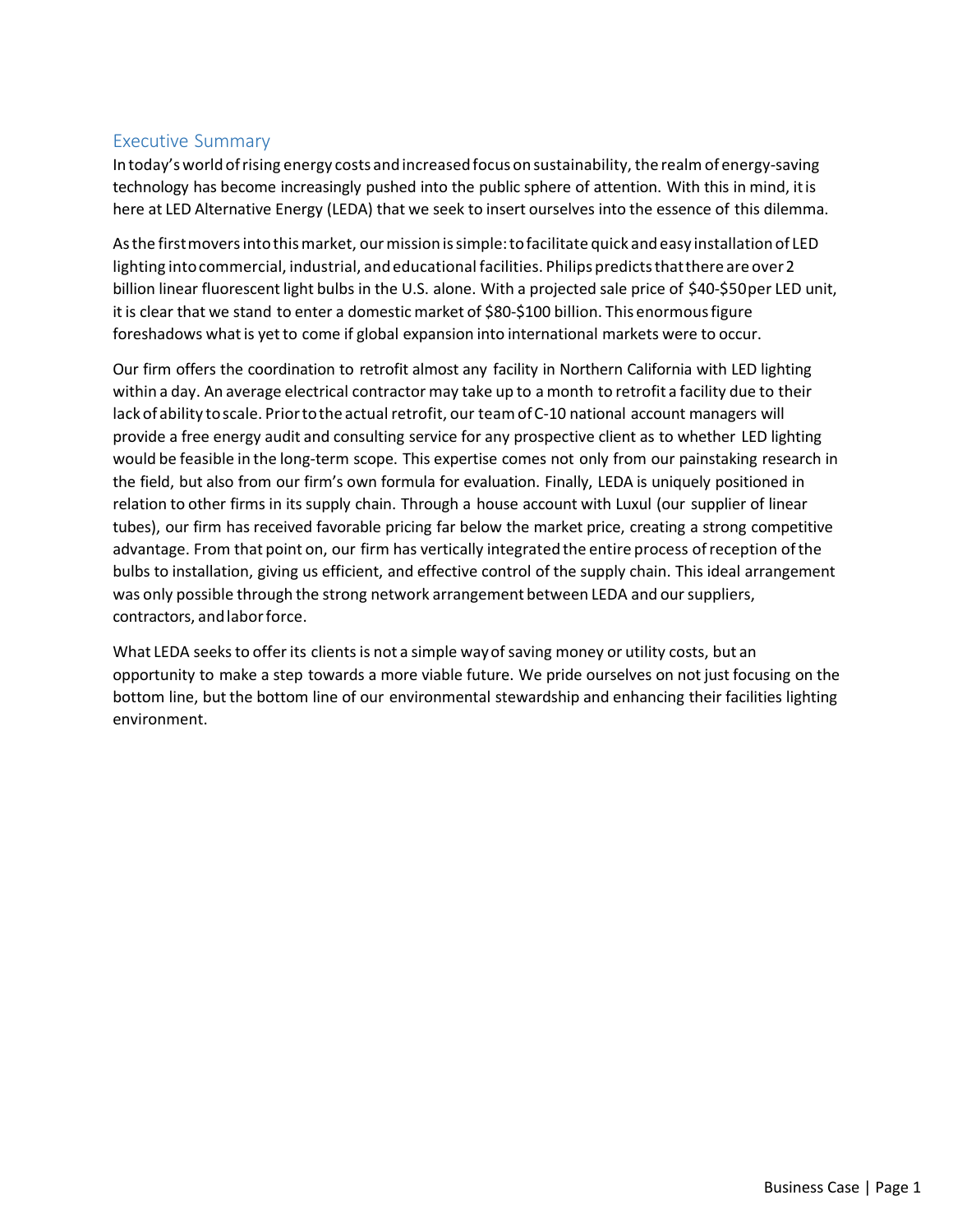## Executive Summary

In today's world of rising energy costs and increased focus on sustainability, the realm of energy-saving technology has become increasingly pushed into the public sphere of attention. With this in mind, it is here at LED Alternative Energy (LEDA) that we seek to insert ourselves into the essence of this dilemma.

As the first movers into this market, our mission is simple: to facilitate quick and easy installation of LED lighting into commercial, industrial, and educational facilities. Philips predicts that there are over 2 billion linear fluorescent light bulbs in the U.S. alone. With a projected sale price of $40-$50 per LED unit, it is clear that we stand to enter a domestic market of $80-$100 billion. This enormous figure foreshadows what is yet to come if global expansion into international markets were to occur.

Our firm offers the coordination to retrofit almost any facility in Northern California with LED lighting within a day. An average electrical contractor may take up to a month to retrofit a facility due to their lack of ability to scale. Prior to the actual retrofit, our team of C-10 national account managers will provide a free energy audit and consulting service for any prospective client as to whether LED lighting would be feasible in the long-term scope. This expertise comes not only from our painstaking research in the field, but also from our firm's own formula for evaluation. Finally, LEDA is uniquely positioned in relation to other firms in its supply chain. Through a house account with Luxul (our supplier of linear tubes), our firm has received favorable pricing far below the market price, creating a strong competitive advantage. From that point on, our firm has vertically integrated the entire process of reception of the bulbs to installation, giving us efficient, and effective control of the supply chain. This ideal arrangement was only possible through the strong network arrangement between LEDA and our suppliers, contractors, and labor force.

What LEDA seeks to offer its clients is not a simple way of saving money or utility costs, but an opportunity to make a step towards a more viable future. We pride ourselves on not just focusing on the bottom line, but the bottom line of our environmental stewardship and enhancing their facilities lighting environment.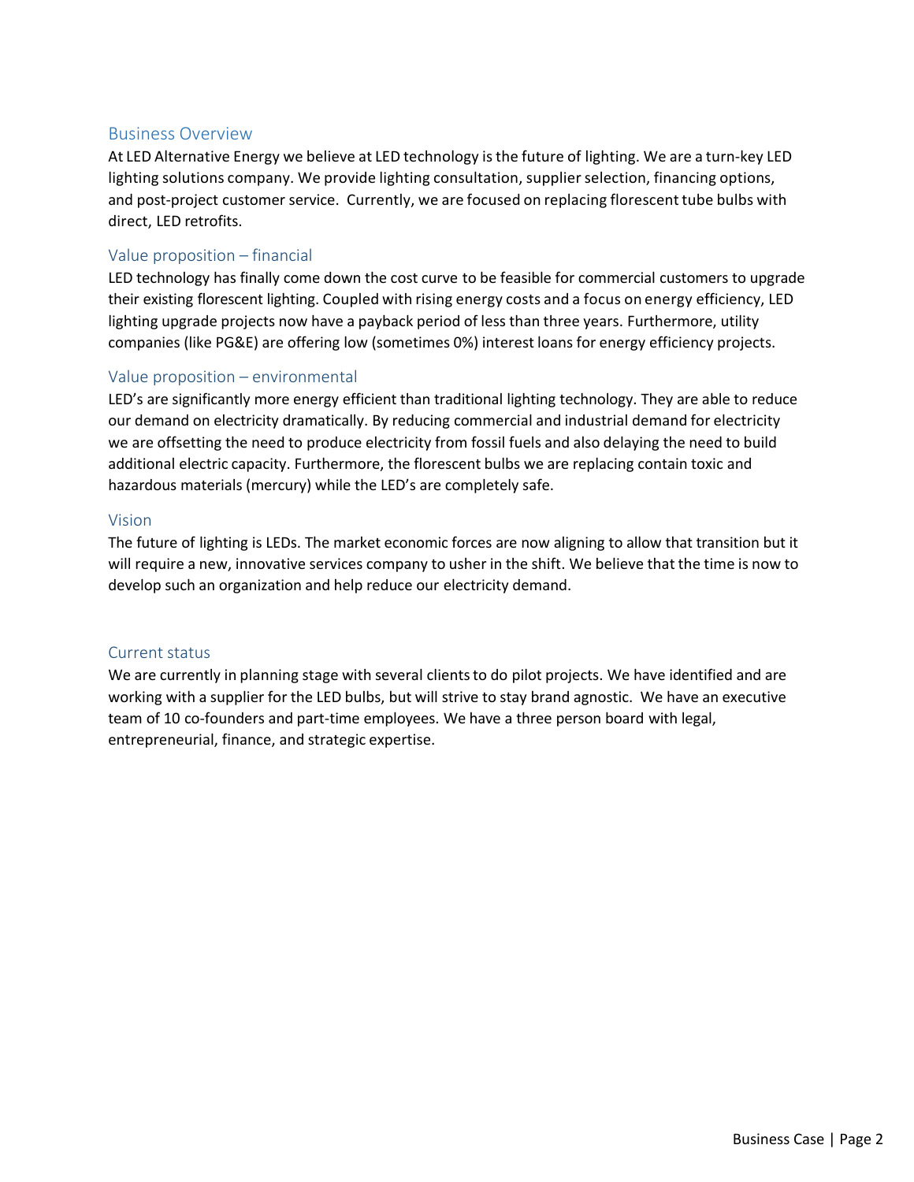## Business Overview

At LED Alternative Energy we believe at LED technology is the future of lighting. We are a turn-key LED lighting solutions company. We provide lighting consultation, supplier selection, financing options, and post-project customer service. Currently, we are focused on replacing florescent tube bulbs with direct, LED retrofits.

## Value proposition – financial

LED technology has finally come down the cost curve to be feasible for commercial customers to upgrade their existing florescent lighting. Coupled with rising energy costs and a focus on energy efficiency, LED lighting upgrade projects now have a payback period of less than three years. Furthermore, utility companies (like PG&E) are offering low (sometimes 0%) interest loans for energy efficiency projects.

## Value proposition – environmental

LED's are significantly more energy efficient than traditional lighting technology. They are able to reduce our demand on electricity dramatically. By reducing commercial and industrial demand for electricity we are offsetting the need to produce electricity from fossil fuels and also delaying the need to build additional electric capacity. Furthermore, the florescent bulbs we are replacing contain toxic and hazardous materials (mercury) while the LED's are completely safe.

## Vision

The future of lighting is LEDs. The market economic forces are now aligning to allow that transition but it will require a new, innovative services company to usher in the shift. We believe that the time is now to develop such an organization and help reduce our electricity demand.

## Current status

We are currently in planning stage with several clients to do pilot projects. We have identified and are working with a supplier for the LED bulbs, but will strive to stay brand agnostic. We have an executive team of 10 co-founders and part-time employees. We have a three person board with legal, entrepreneurial, finance, and strategic expertise.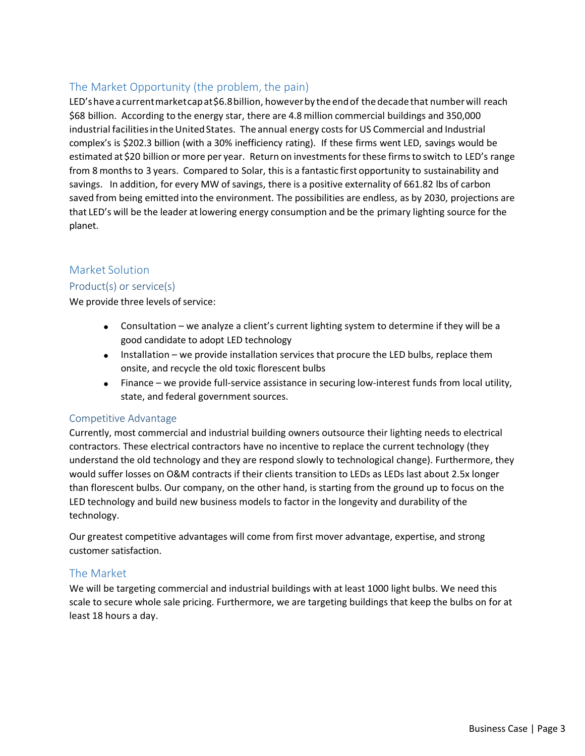## The Market Opportunity (the problem, the pain)

LED's have a current market cap at $6.8 billion, however by the end of the decade that number will reach $68 billion. According to the energy star, there are 4.8 million commercial buildings and 350,000 industrial facilities in the United States. The annual energy costs for US Commercial and Industrial complex's is $202.3 billion (with a 30% inefficiency rating). If these firms went LED, savings would be estimated at $20 billion or more per year. Return on investments for these firms to switch to LED's range from 8 months to 3 years. Compared to Solar, this is a fantastic first opportunity to sustainability and savings. In addition, for every MW of savings, there is a positive externality of 661.82 lbs of carbon saved from being emitted into the environment. The possibilities are endless, as by 2030, projections are that LED's will be the leader at lowering energy consumption and be the primary lighting source for the planet.

## Market Solution

### Product(s) or service(s)

We provide three levels of service:

- Consultation – we analyze a client's current lighting system to determine if they will be a good candidate to adopt LED technology
- Installation – we provide installation services that procure the LED bulbs, replace them onsite, and recycle the old toxic florescent bulbs
- Finance – we provide full-service assistance in securing low-interest funds from local utility, state, and federal government sources.

### Competitive Advantage

Currently, most commercial and industrial building owners outsource their lighting needs to electrical contractors. These electrical contractors have no incentive to replace the current technology (they understand the old technology and they are respond slowly to technological change). Furthermore, they would suffer losses on O&M contracts if their clients transition to LEDs as LEDs last about 2.5x longer than florescent bulbs. Our company, on the other hand, is starting from the ground up to focus on the LED technology and build new business models to factor in the longevity and durability of the technology.

Our greatest competitive advantages will come from first mover advantage, expertise, and strong customer satisfaction.

### The Market

We will be targeting commercial and industrial buildings with at least 1000 light bulbs. We need this scale to secure whole sale pricing. Furthermore, we are targeting buildings that keep the bulbs on for at least 18 hours a day.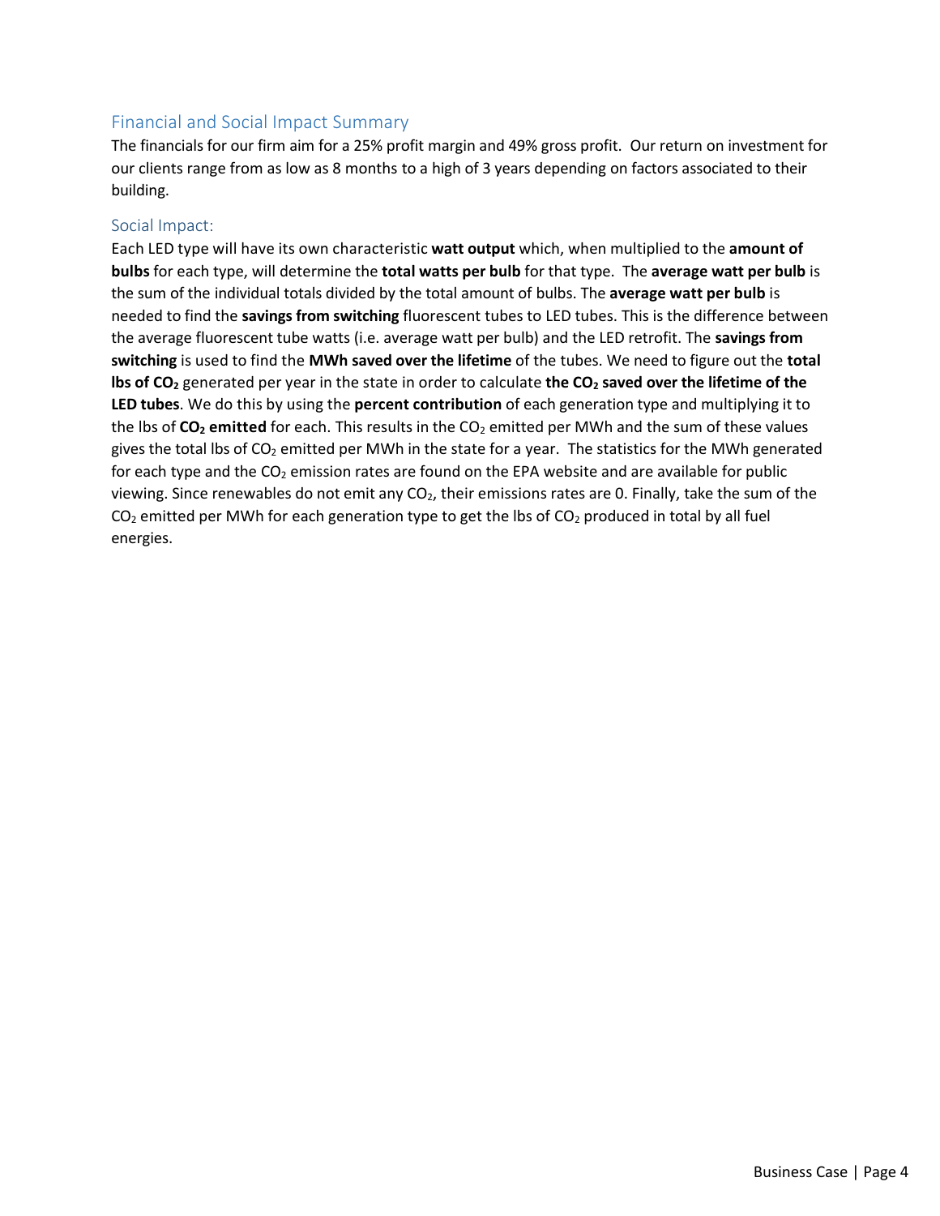## Financial and Social Impact Summary

The financials for our firm aim for a 25% profit margin and 49% gross profit. Our return on investment for our clients range from as low as 8 months to a high of 3 years depending on factors associated to their building.

### Social Impact:

Each LED type will have its own characteristic **watt output** which, when multiplied to the **amount of bulbs** for each type, will determine the **total watts per bulb** for that type. The **average watt per bulb** is the sum of the individual totals divided by the total amount of bulbs. The **average watt per bulb** is needed to find the **savings from switching** fluorescent tubes to LED tubes. This is the difference between the average fluorescent tube watts (i.e. average watt per bulb) and the LED retrofit. The **savings from switching** is used to find the **MWh saved over the lifetime** of the tubes. We need to figure out the **total lbs of $CO_2$** generated per year in the state in order to calculate **the $CO_2$ saved over the lifetime of the LED tubes**. We do this by using the **percent contribution** of each generation type and multiplying it to the lbs of **$CO_2$ emitted** for each. This results in the $CO_2$ emitted per MWh and the sum of these values gives the total lbs of $CO_2$ emitted per MWh in the state for a year. The statistics for the MWh generated for each type and the $CO_2$ emission rates are found on the EPA website and are available for public viewing. Since renewables do not emit any $CO_2$, their emissions rates are 0. Finally, take the sum of the $CO_2$ emitted per MWh for each generation type to get the lbs of $CO_2$ produced in total by all fuel energies.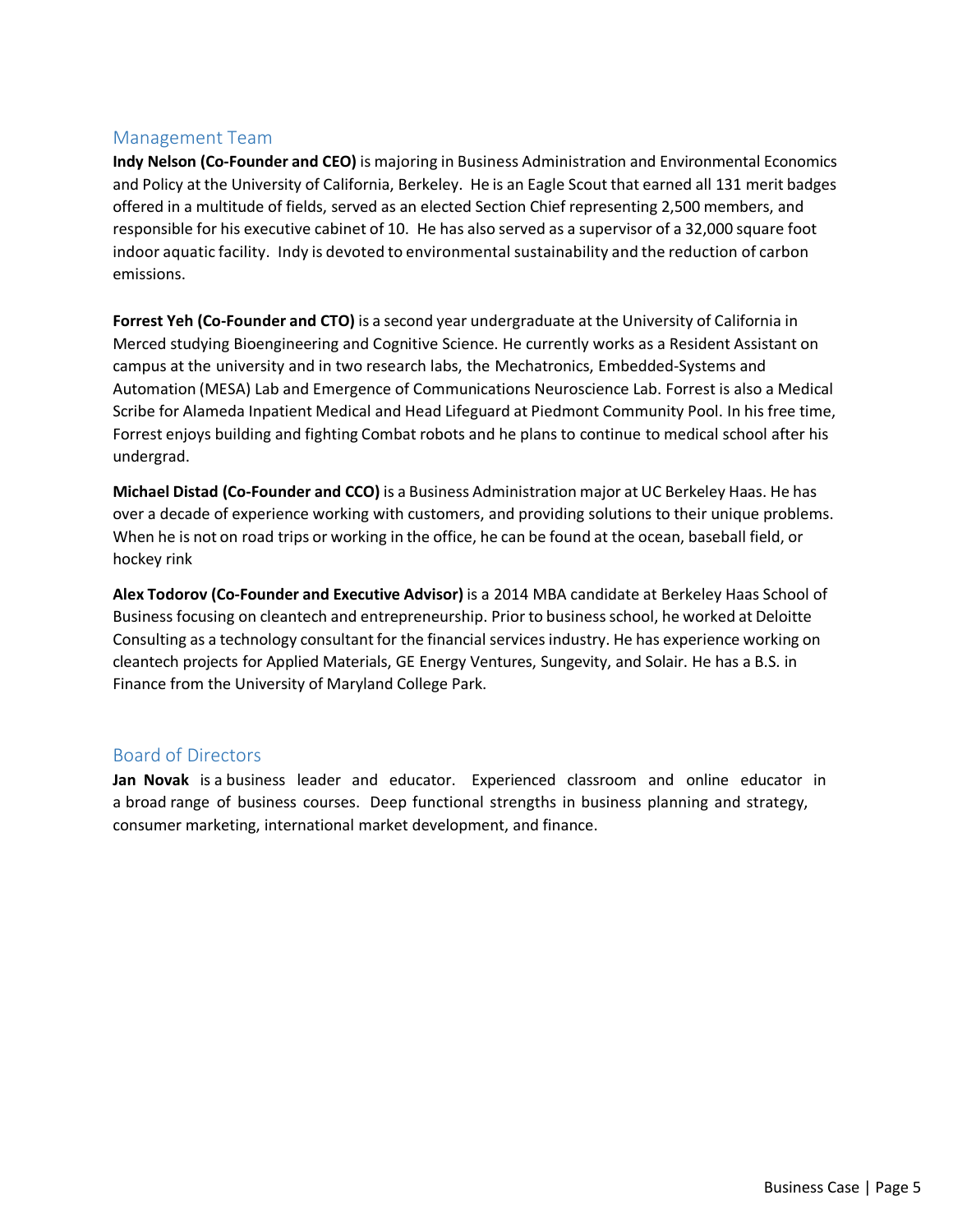## Management Team

**Indy Nelson (Co-Founder and CEO)** is majoring in Business Administration and Environmental Economics and Policy at the University of California, Berkeley. He is an Eagle Scout that earned all 131 merit badges offered in a multitude of fields, served as an elected Section Chief representing 2,500 members, and responsible for his executive cabinet of 10. He has also served as a supervisor of a 32,000 square foot indoor aquatic facility. Indy is devoted to environmental sustainability and the reduction of carbon emissions.

**Forrest Yeh (Co-Founder and CTO)** is a second year undergraduate at the University of California in Merced studying Bioengineering and Cognitive Science. He currently works as a Resident Assistant on campus at the university and in two research labs, the Mechatronics, Embedded-Systems and Automation (MESA) Lab and Emergence of Communications Neuroscience Lab. Forrest is also a Medical Scribe for Alameda Inpatient Medical and Head Lifeguard at Piedmont Community Pool. In his free time, Forrest enjoys building and fighting Combat robots and he plans to continue to medical school after his undergrad.

**Michael Distad (Co-Founder and CCO)** is a Business Administration major at UC Berkeley Haas. He has over a decade of experience working with customers, and providing solutions to their unique problems. When he is not on road trips or working in the office, he can be found at the ocean, baseball field, or hockey rink

**Alex Todorov (Co-Founder and Executive Advisor)** is a 2014 MBA candidate at Berkeley Haas School of Business focusing on cleantech and entrepreneurship. Prior to business school, he worked at Deloitte Consulting as a technology consultant for the financial services industry. He has experience working on cleantech projects for Applied Materials, GE Energy Ventures, Sungevity, and Solair. He has a B.S. in Finance from the University of Maryland College Park.

## Board of Directors

**Jan Novak** is a business leader and educator. Experienced classroom and online educator in a broad range of business courses. Deep functional strengths in business planning and strategy, consumer marketing, international market development, and finance.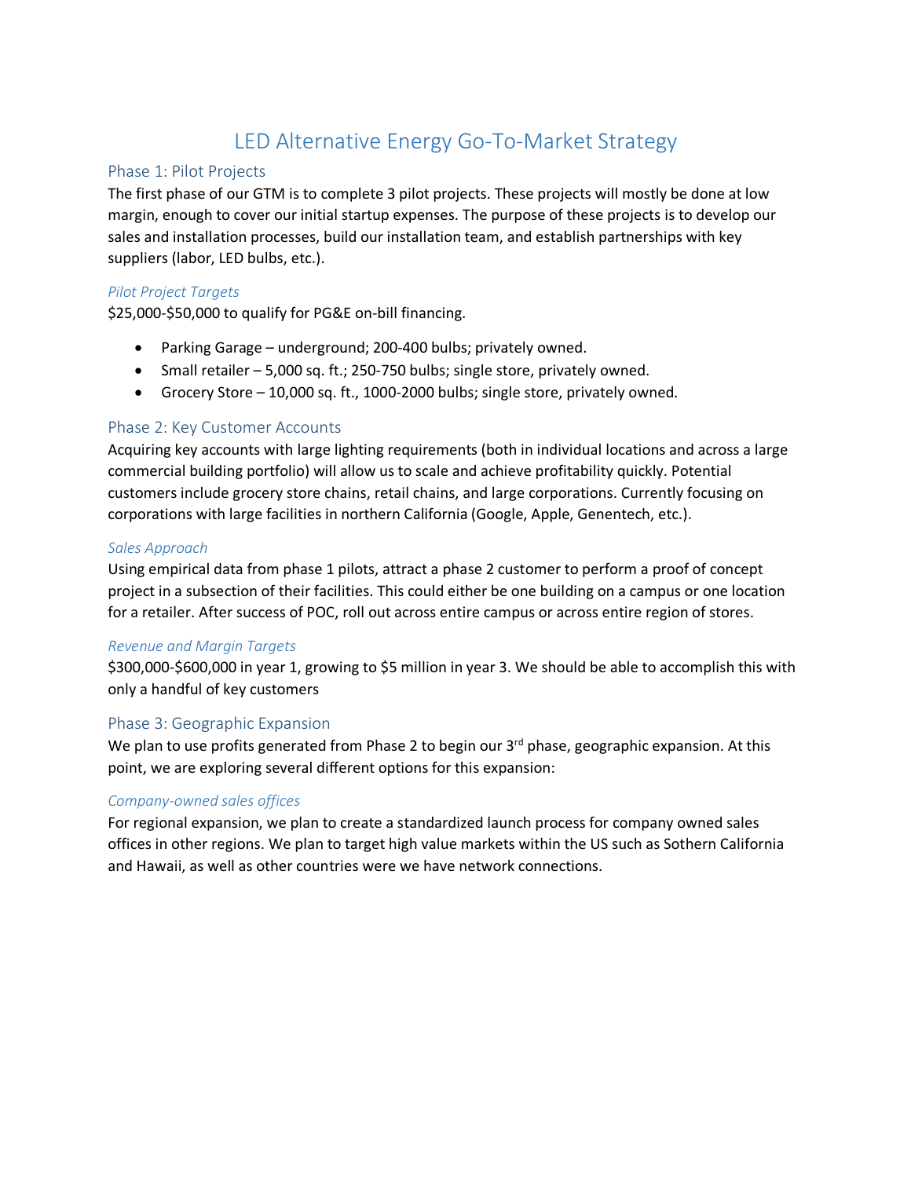# LED Alternative Energy Go-To-Market Strategy

## Phase 1: Pilot Projects

The first phase of our GTM is to complete 3 pilot projects. These projects will mostly be done at low margin, enough to cover our initial startup expenses. The purpose of these projects is to develop our sales and installation processes, build our installation team, and establish partnerships with key suppliers (labor, LED bulbs, etc.).

### *Pilot Project Targets*

$25,000-$50,000 to qualify for PG&E on-bill financing.

- Parking Garage – underground; 200-400 bulbs; privately owned.
- Small retailer – 5,000 sq. ft.; 250-750 bulbs; single store, privately owned.
- Grocery Store – 10,000 sq. ft., 1000-2000 bulbs; single store, privately owned.

## Phase 2: Key Customer Accounts

Acquiring key accounts with large lighting requirements (both in individual locations and across a large commercial building portfolio) will allow us to scale and achieve profitability quickly. Potential customers include grocery store chains, retail chains, and large corporations. Currently focusing on corporations with large facilities in northern California (Google, Apple, Genentech, etc.).

### *Sales Approach*

Using empirical data from phase 1 pilots, attract a phase 2 customer to perform a proof of concept project in a subsection of their facilities. This could either be one building on a campus or one location for a retailer. After success of POC, roll out across entire campus or across entire region of stores.

### *Revenue and Margin Targets*

$300,000-$600,000 in year 1, growing to $5 million in year 3. We should be able to accomplish this with only a handful of key customers

## Phase 3: Geographic Expansion

We plan to use profits generated from Phase 2 to begin our 3rd phase, geographic expansion. At this point, we are exploring several different options for this expansion:

### *Company-owned sales offices*

For regional expansion, we plan to create a standardized launch process for company owned sales offices in other regions. We plan to target high value markets within the US such as Sothern California and Hawaii, as well as other countries were we have network connections.